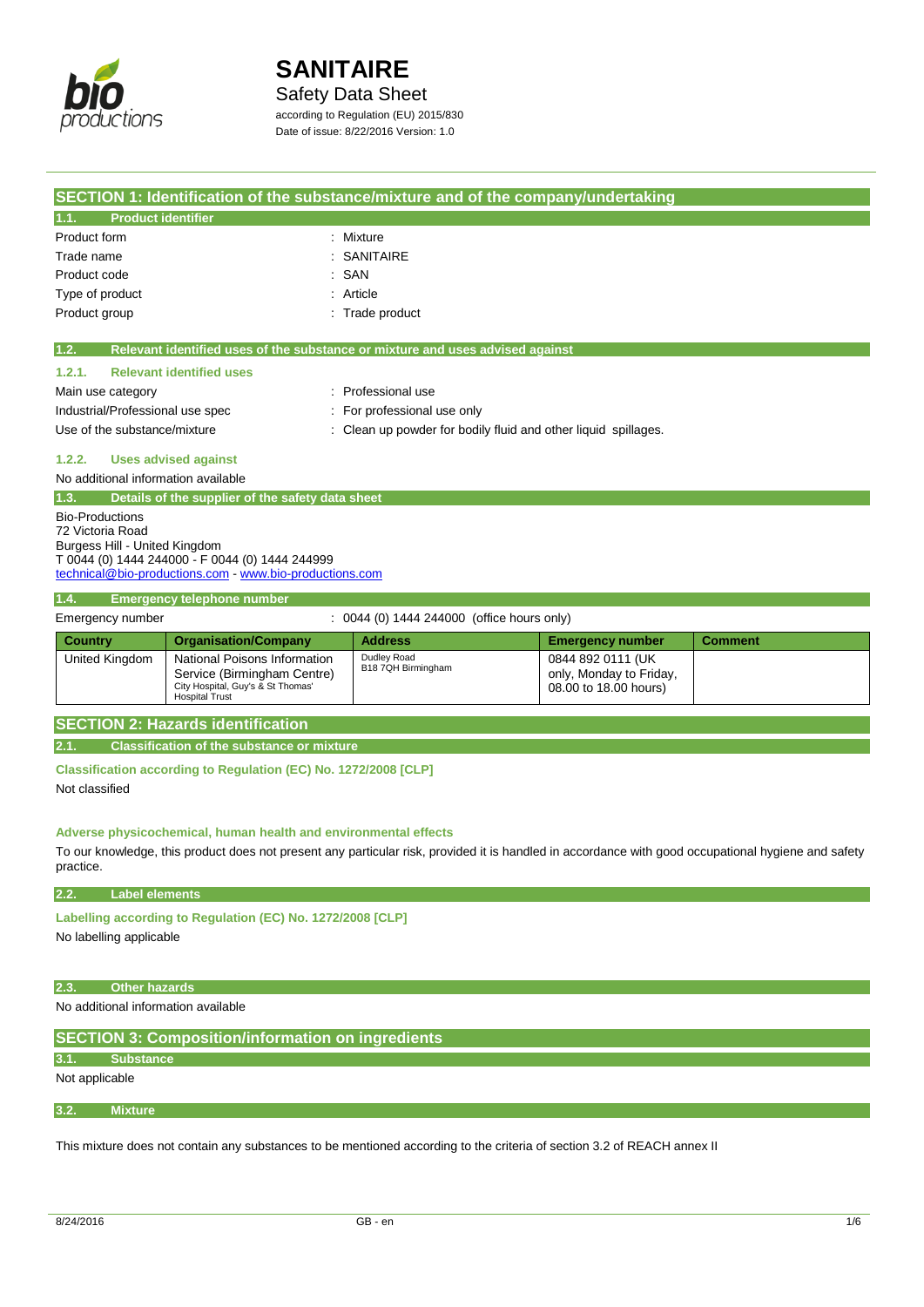# SANITAIRE

## Safety Data Sheet

according to Regulation (EU) 2015/830
Date of issue: 8/22/2016 Version: 1.0

## SECTION 1: Identification of the substance/mixture and of the company/undertaking

### 1.1. Product identifier

Product form : Mixture
Trade name : SANITAIRE
Product code : SAN
Type of product : Article
Product group : Trade product

### 1.2. Relevant identified uses of the substance or mixture and uses advised against

#### 1.2.1. Relevant identified uses

Main use category : Professional use
Industrial/Professional use spec : For professional use only
Use of the substance/mixture : Clean up powder for bodily fluid and other liquid spillages.

#### 1.2.2. Uses advised against

No additional information available

### 1.3. Details of the supplier of the safety data sheet

Bio-Productions
72 Victoria Road
Burgess Hill - United Kingdom
T 0044 (0) 1444 244000 - F 0044 (0) 1444 244999
technical@bio-productions.com - www.bio-productions.com

### 1.4. Emergency telephone number

Emergency number : 0044 (0) 1444 244000 (office hours only)

| Country | Organisation/Company | Address | Emergency number | Comment |
|---|---|---|---|---|
| United Kingdom | National Poisons Information Service (Birmingham Centre) City Hospital, Guy's & St Thomas' Hospital Trust | Dudley Road B18 7QH Birmingham | 0844 892 0111 (UK only, Monday to Friday, 08.00 to 18.00 hours) | |

## SECTION 2: Hazards identification

### 2.1. Classification of the substance or mixture

**Classification according to Regulation (EC) No. 1272/2008 [CLP]**

Not classified

**Adverse physicochemical, human health and environmental effects**

To our knowledge, this product does not present any particular risk, provided it is handled in accordance with good occupational hygiene and safety practice.

### 2.2. Label elements

**Labelling according to Regulation (EC) No. 1272/2008 [CLP]**

No labelling applicable

### 2.3. Other hazards

No additional information available

## SECTION 3: Composition/information on ingredients

### 3.1. Substance

Not applicable

### 3.2. Mixture

This mixture does not contain any substances to be mentioned according to the criteria of section 3.2 of REACH annex II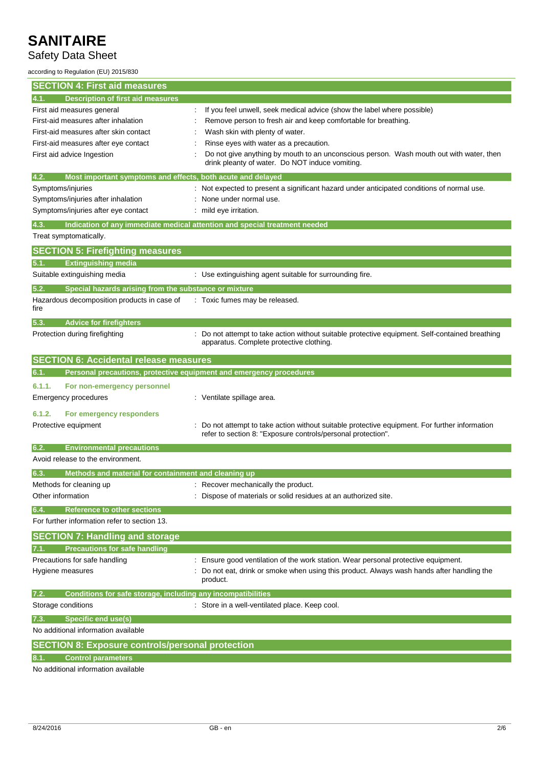## SECTION 4: First aid measures

### 4.1. Description of first aid measures

| | |
|---|---|
| First aid measures general | : If you feel unwell, seek medical advice (show the label where possible) |
| First-aid measures after inhalation | : Remove person to fresh air and keep comfortable for breathing. |
| First-aid measures after skin contact | : Wash skin with plenty of water. |
| First-aid measures after eye contact | : Rinse eyes with water as a precaution. |
| First aid advice Ingestion | : Do not give anything by mouth to an unconscious person. Wash mouth out with water, then drink pleanty of water. Do NOT induce vomiting. |

### 4.2. Most important symptoms and effects, both acute and delayed

| | |
|---|---|
| Symptoms/injuries | : Not expected to present a significant hazard under anticipated conditions of normal use. |
| Symptoms/injuries after inhalation | : None under normal use. |
| Symptoms/injuries after eye contact | : mild eye irritation. |

### 4.3. Indication of any immediate medical attention and special treatment needed

Treat symptomatically.

## SECTION 5: Firefighting measures

### 5.1. Extinguishing media

| | |
|---|---|
| Suitable extinguishing media | : Use extinguishing agent suitable for surrounding fire. |

### 5.2. Special hazards arising from the substance or mixture

| | |
|---|---|
| Hazardous decomposition products in case of fire | : Toxic fumes may be released. |

### 5.3. Advice for firefighters

| | |
|---|---|
| Protection during firefighting | : Do not attempt to take action without suitable protective equipment. Self-contained breathing apparatus. Complete protective clothing. |

## SECTION 6: Accidental release measures

### 6.1. Personal precautions, protective equipment and emergency procedures

#### 6.1.1. For non-emergency personnel

| | |
|---|---|
| Emergency procedures | : Ventilate spillage area. |

#### 6.1.2. For emergency responders

| | |
|---|---|
| Protective equipment | : Do not attempt to take action without suitable protective equipment. For further information refer to section 8: "Exposure controls/personal protection". |

### 6.2. Environmental precautions

Avoid release to the environment.

### 6.3. Methods and material for containment and cleaning up

| | |
|---|---|
| Methods for cleaning up | : Recover mechanically the product. |
| Other information | : Dispose of materials or solid residues at an authorized site. |

### 6.4. Reference to other sections

For further information refer to section 13.

## SECTION 7: Handling and storage

### 7.1. Precautions for safe handling

| | |
|---|---|
| Precautions for safe handling | : Ensure good ventilation of the work station. Wear personal protective equipment. |
| Hygiene measures | : Do not eat, drink or smoke when using this product. Always wash hands after handling the product. |

### 7.2. Conditions for safe storage, including any incompatibilities

| | |
|---|---|
| Storage conditions | : Store in a well-ventilated place. Keep cool. |

### 7.3. Specific end use(s)

No additional information available

## SECTION 8: Exposure controls/personal protection

### 8.1. Control parameters

No additional information available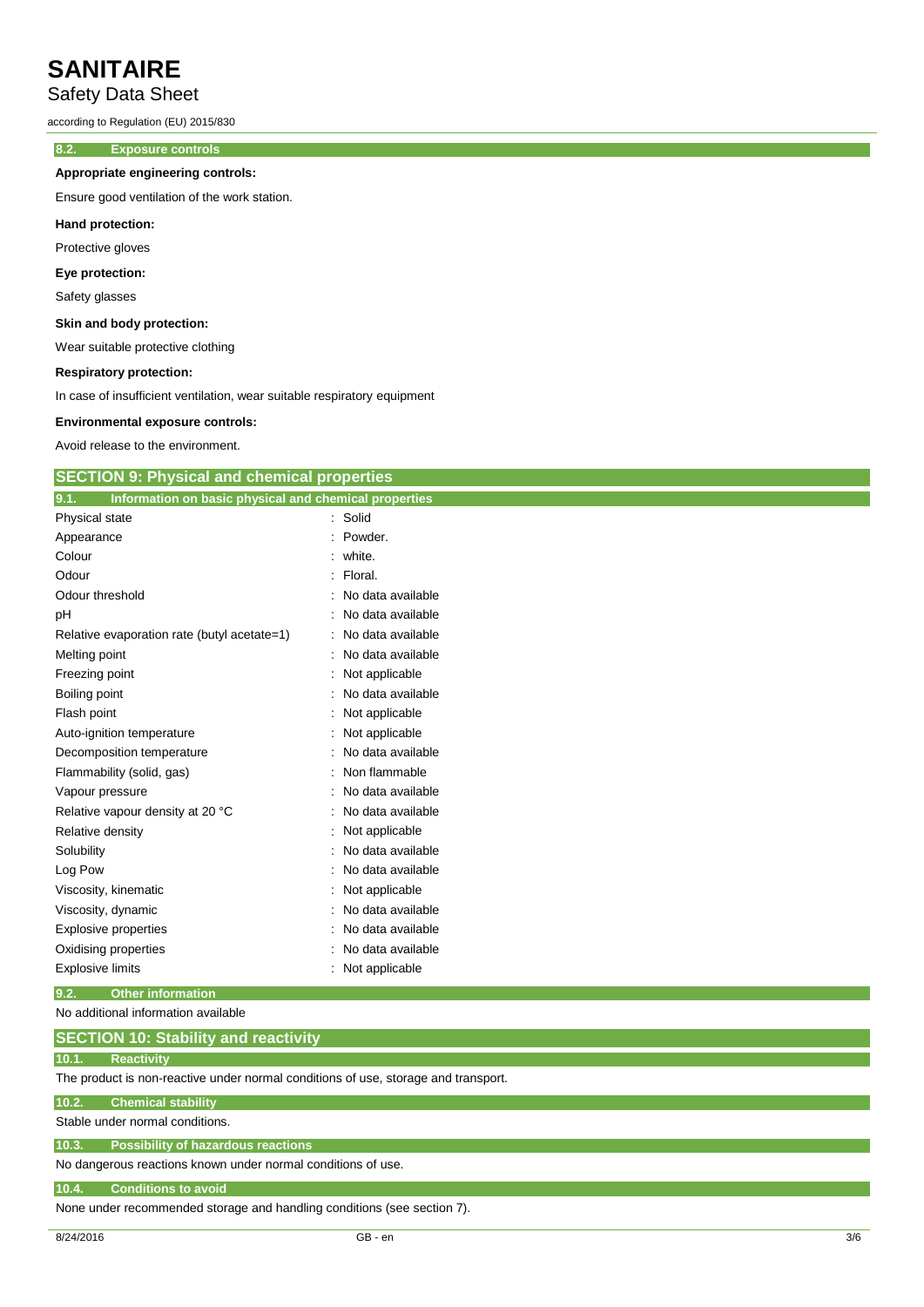### 8.2. Exposure controls

**Appropriate engineering controls:**

Ensure good ventilation of the work station.

**Hand protection:**

Protective gloves

**Eye protection:**

Safety glasses

**Skin and body protection:**

Wear suitable protective clothing

**Respiratory protection:**

In case of insufficient ventilation, wear suitable respiratory equipment

**Environmental exposure controls:**

Avoid release to the environment.

## SECTION 9: Physical and chemical properties

### 9.1. Information on basic physical and chemical properties

| Property | Value |
|---|---|
| Physical state | : Solid |
| Appearance | : Powder. |
| Colour | : white. |
| Odour | : Floral. |
| Odour threshold | : No data available |
| pH | : No data available |
| Relative evaporation rate (butyl acetate=1) | : No data available |
| Melting point | : No data available |
| Freezing point | : Not applicable |
| Boiling point | : No data available |
| Flash point | : Not applicable |
| Auto-ignition temperature | : Not applicable |
| Decomposition temperature | : No data available |
| Flammability (solid, gas) | : Non flammable |
| Vapour pressure | : No data available |
| Relative vapour density at 20 °C | : No data available |
| Relative density | : Not applicable |
| Solubility | : No data available |
| Log Pow | : No data available |
| Viscosity, kinematic | : Not applicable |
| Viscosity, dynamic | : No data available |
| Explosive properties | : No data available |
| Oxidising properties | : No data available |
| Explosive limits | : Not applicable |

### 9.2. Other information

No additional information available

## SECTION 10: Stability and reactivity

### 10.1. Reactivity

The product is non-reactive under normal conditions of use, storage and transport.

### 10.2. Chemical stability

Stable under normal conditions.

### 10.3. Possibility of hazardous reactions

No dangerous reactions known under normal conditions of use.

### 10.4. Conditions to avoid

None under recommended storage and handling conditions (see section 7).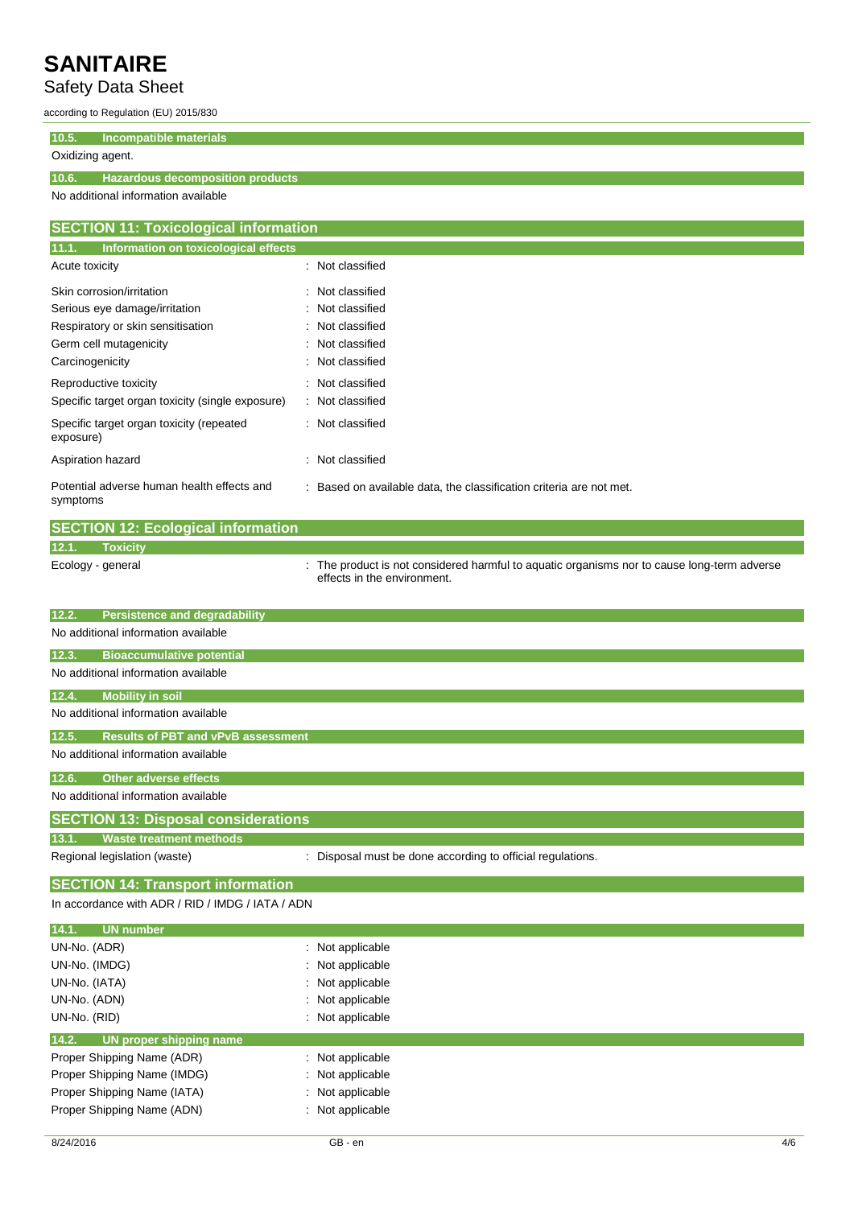### 10.5. Incompatible materials

Oxidizing agent.

### 10.6. Hazardous decomposition products

No additional information available

## SECTION 11: Toxicological information

### 11.1. Information on toxicological effects

| | |
|---|---|
| Acute toxicity | : Not classified |
| Skin corrosion/irritation | : Not classified |
| Serious eye damage/irritation | : Not classified |
| Respiratory or skin sensitisation | : Not classified |
| Germ cell mutagenicity | : Not classified |
| Carcinogenicity | : Not classified |
| Reproductive toxicity | : Not classified |
| Specific target organ toxicity (single exposure) | : Not classified |
| Specific target organ toxicity (repeated exposure) | : Not classified |
| Aspiration hazard | : Not classified |
| Potential adverse human health effects and symptoms | : Based on available data, the classification criteria are not met. |

## SECTION 12: Ecological information

### 12.1. Toxicity

| | |
|---|---|
| Ecology - general | : The product is not considered harmful to aquatic organisms nor to cause long-term adverse effects in the environment. |

### 12.2. Persistence and degradability

No additional information available

### 12.3. Bioaccumulative potential

No additional information available

### 12.4. Mobility in soil

No additional information available

### 12.5. Results of PBT and vPvB assessment

No additional information available

### 12.6. Other adverse effects

No additional information available

## SECTION 13: Disposal considerations

### 13.1. Waste treatment methods

| | |
|---|---|
| Regional legislation (waste) | : Disposal must be done according to official regulations. |

## SECTION 14: Transport information

In accordance with ADR / RID / IMDG / IATA / ADN

### 14.1. UN number

| | |
|---|---|
| UN-No. (ADR) | : Not applicable |
| UN-No. (IMDG) | : Not applicable |
| UN-No. (IATA) | : Not applicable |
| UN-No. (ADN) | : Not applicable |
| UN-No. (RID) | : Not applicable |

### 14.2. UN proper shipping name

| | |
|---|---|
| Proper Shipping Name (ADR) | : Not applicable |
| Proper Shipping Name (IMDG) | : Not applicable |
| Proper Shipping Name (IATA) | : Not applicable |
| Proper Shipping Name (ADN) | : Not applicable |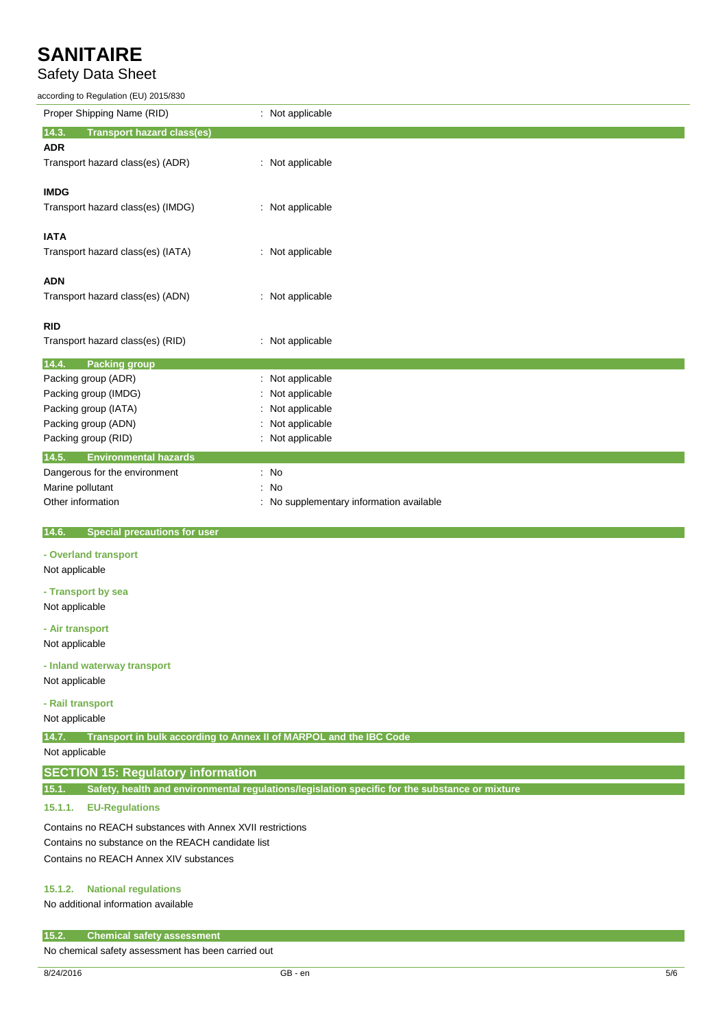| | |
|---|---|
| Proper Shipping Name (RID) | : Not applicable |

### 14.3. Transport hazard class(es)

**ADR**

| | |
|---|---|
| Transport hazard class(es) (ADR) | : Not applicable |

**IMDG**

| | |
|---|---|
| Transport hazard class(es) (IMDG) | : Not applicable |

**IATA**

| | |
|---|---|
| Transport hazard class(es) (IATA) | : Not applicable |

**ADN**

| | |
|---|---|
| Transport hazard class(es) (ADN) | : Not applicable |

**RID**

| | |
|---|---|
| Transport hazard class(es) (RID) | : Not applicable |

### 14.4. Packing group

| | |
|---|---|
| Packing group (ADR) | : Not applicable |
| Packing group (IMDG) | : Not applicable |
| Packing group (IATA) | : Not applicable |
| Packing group (ADN) | : Not applicable |
| Packing group (RID) | : Not applicable |

### 14.5. Environmental hazards

| | |
|---|---|
| Dangerous for the environment | : No |
| Marine pollutant | : No |
| Other information | : No supplementary information available |

### 14.6. Special precautions for user

**- Overland transport**

Not applicable

**- Transport by sea**

Not applicable

**- Air transport**

Not applicable

**- Inland waterway transport**

Not applicable

**- Rail transport**

Not applicable

### 14.7. Transport in bulk according to Annex II of MARPOL and the IBC Code

Not applicable

## SECTION 15: Regulatory information

### 15.1. Safety, health and environmental regulations/legislation specific for the substance or mixture

#### 15.1.1. EU-Regulations

Contains no REACH substances with Annex XVII restrictions
Contains no substance on the REACH candidate list
Contains no REACH Annex XIV substances

#### 15.1.2. National regulations

No additional information available

### 15.2. Chemical safety assessment

No chemical safety assessment has been carried out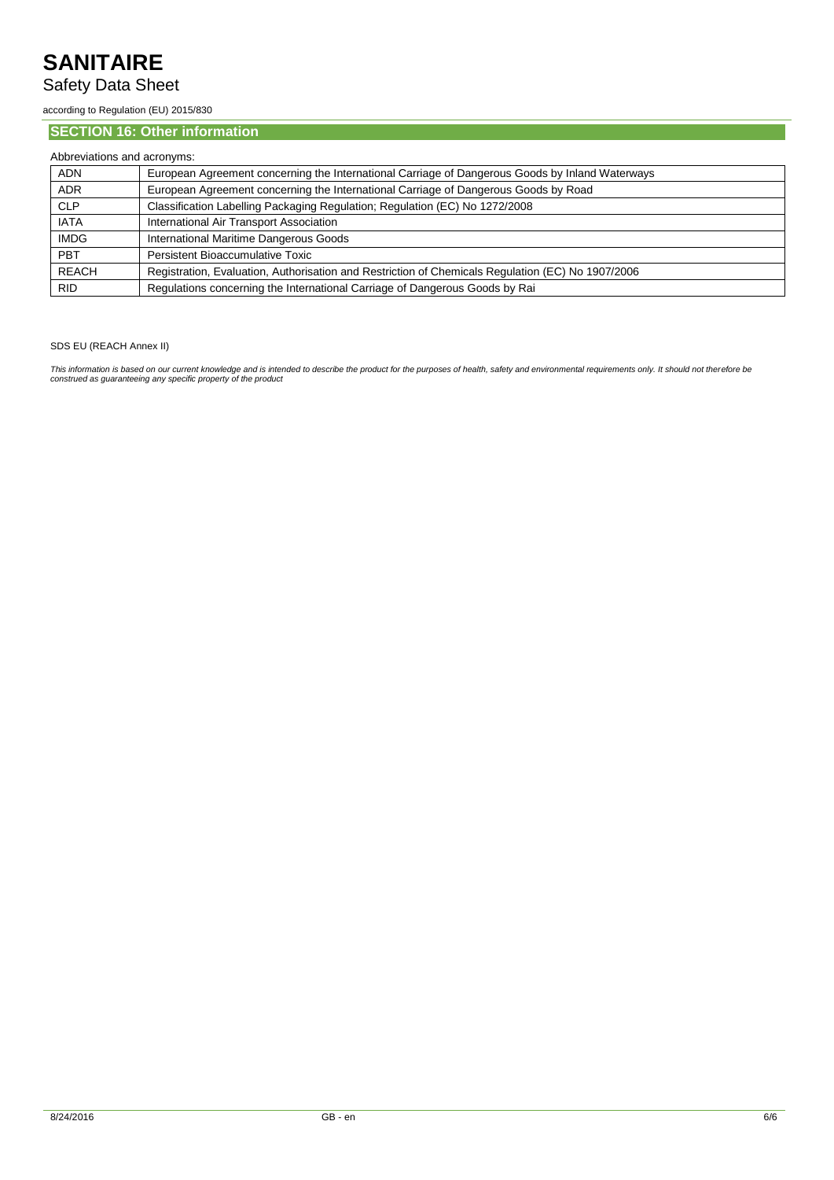## SECTION 16: Other information

Abbreviations and acronyms:

| | |
|---|---|
| ADN | European Agreement concerning the International Carriage of Dangerous Goods by Inland Waterways |
| ADR | European Agreement concerning the International Carriage of Dangerous Goods by Road |
| CLP | Classification Labelling Packaging Regulation; Regulation (EC) No 1272/2008 |
| IATA | International Air Transport Association |
| IMDG | International Maritime Dangerous Goods |
| PBT | Persistent Bioaccumulative Toxic |
| REACH | Registration, Evaluation, Authorisation and Restriction of Chemicals Regulation (EC) No 1907/2006 |
| RID | Regulations concerning the International Carriage of Dangerous Goods by Rai |

SDS EU (REACH Annex II)

*This information is based on our current knowledge and is intended to describe the product for the purposes of health, safety and environmental requirements only. It should not therefore be construed as guaranteeing any specific property of the product*